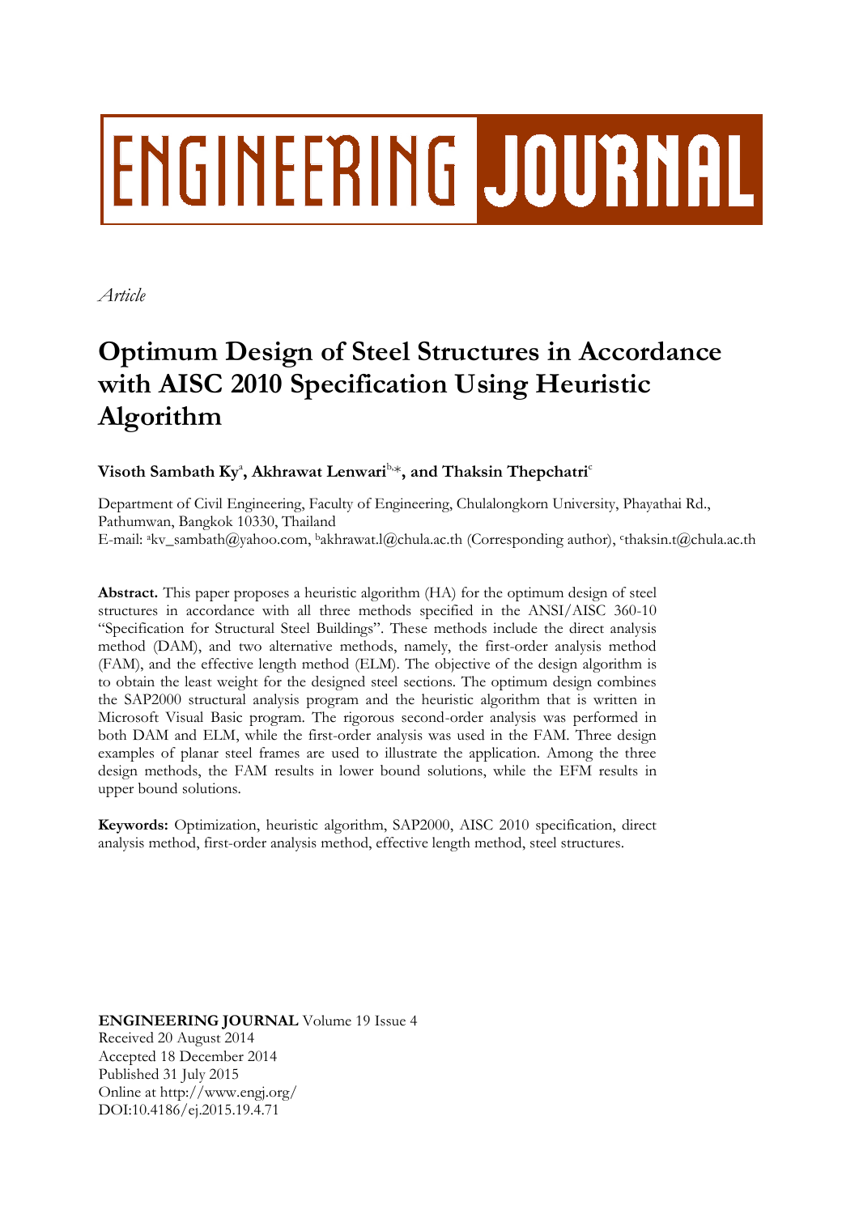# ENGINEERING JOURNAL

*Article*

# Optimum Design of Steel Structures in Accordance with AISC 2010 Specification Using Heuristic Algorithm

**Visoth Sambath Ky**[a], **Akhrawat Lenwari**[b,*], **and Thaksin Thepchatri**[c]

Department of Civil Engineering, Faculty of Engineering, Chulalongkorn University, Phayathai Rd., Pathumwan, Bangkok 10330, Thailand

E-mail: [a]kv_sambath@yahoo.com, [b]akhrawat.l@chula.ac.th (Corresponding author), [c]thaksin.t@chula.ac.th

**Abstract.** This paper proposes a heuristic algorithm (HA) for the optimum design of steel structures in accordance with all three methods specified in the ANSI/AISC 360-10 "Specification for Structural Steel Buildings". These methods include the direct analysis method (DAM), and two alternative methods, namely, the first-order analysis method (FAM), and the effective length method (ELM). The objective of the design algorithm is to obtain the least weight for the designed steel sections. The optimum design combines the SAP2000 structural analysis program and the heuristic algorithm that is written in Microsoft Visual Basic program. The rigorous second-order analysis was performed in both DAM and ELM, while the first-order analysis was used in the FAM. Three design examples of planar steel frames are used to illustrate the application. Among the three design methods, the FAM results in lower bound solutions, while the EFM results in upper bound solutions.

**Keywords:** Optimization, heuristic algorithm, SAP2000, AISC 2010 specification, direct analysis method, first-order analysis method, effective length method, steel structures.

**ENGINEERING JOURNAL** Volume 19 Issue 4
Received 20 August 2014
Accepted 18 December 2014
Published 31 July 2015
Online at http://www.engj.org/
DOI:10.4186/ej.2015.19.4.71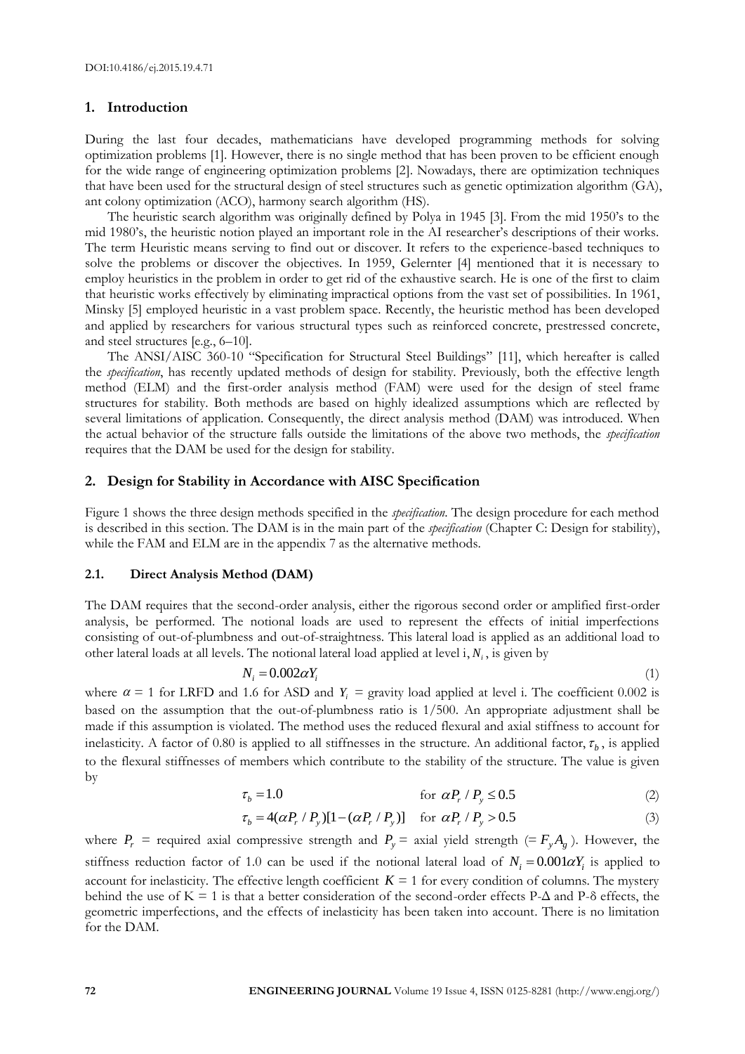DOI:10.4186/ej.2015.19.4.71

## 1. Introduction

During the last four decades, mathematicians have developed programming methods for solving optimization problems [1]. However, there is no single method that has been proven to be efficient enough for the wide range of engineering optimization problems [2]. Nowadays, there are optimization techniques that have been used for the structural design of steel structures such as genetic optimization algorithm (GA), ant colony optimization (ACO), harmony search algorithm (HS).

The heuristic search algorithm was originally defined by Polya in 1945 [3]. From the mid 1950's to the mid 1980's, the heuristic notion played an important role in the AI researcher's descriptions of their works. The term Heuristic means serving to find out or discover. It refers to the experience-based techniques to solve the problems or discover the objectives. In 1959, Gelernter [4] mentioned that it is necessary to employ heuristics in the problem in order to get rid of the exhaustive search. He is one of the first to claim that heuristic works effectively by eliminating impractical options from the vast set of possibilities. In 1961, Minsky [5] employed heuristic in a vast problem space. Recently, the heuristic method has been developed and applied by researchers for various structural types such as reinforced concrete, prestressed concrete, and steel structures [e.g., 6–10].

The ANSI/AISC 360-10 "Specification for Structural Steel Buildings" [11], which hereafter is called the *specification*, has recently updated methods of design for stability. Previously, both the effective length method (ELM) and the first-order analysis method (FAM) were used for the design of steel frame structures for stability. Both methods are based on highly idealized assumptions which are reflected by several limitations of application. Consequently, the direct analysis method (DAM) was introduced. When the actual behavior of the structure falls outside the limitations of the above two methods, the *specification* requires that the DAM be used for the design for stability.

## 2. Design for Stability in Accordance with AISC Specification

Figure 1 shows the three design methods specified in the *specification*. The design procedure for each method is described in this section. The DAM is in the main part of the *specification* (Chapter C: Design for stability), while the FAM and ELM are in the appendix 7 as the alternative methods.

### 2.1. Direct Analysis Method (DAM)

The DAM requires that the second-order analysis, either the rigorous second order or amplified first-order analysis, be performed. The notional loads are used to represent the effects of initial imperfections consisting of out-of-plumbness and out-of-straightness. This lateral load is applied as an additional load to other lateral loads at all levels. The notional lateral load applied at level i, $N_i$, is given by

$$N_i = 0.002\alpha Y_i \tag{1}$$

where $\alpha$ = 1 for LRFD and 1.6 for ASD and $Y_i$ = gravity load applied at level i. The coefficient 0.002 is based on the assumption that the out-of-plumbness ratio is 1/500. An appropriate adjustment shall be made if this assumption is violated. The method uses the reduced flexural and axial stiffness to account for inelasticity. A factor of 0.80 is applied to all stiffnesses in the structure. An additional factor, $\tau_b$, is applied to the flexural stiffnesses of members which contribute to the stability of the structure. The value is given by

$$\tau_b = 1.0 \qquad \text{for } \alpha P_r / P_y \le 0.5 \tag{2}$$

$$\tau_b = 4(\alpha P_r / P_y)[1-(\alpha P_r / P_y)] \quad \text{for } \alpha P_r / P_y > 0.5 \tag{3}$$

where $P_r$ = required axial compressive strength and $P_y$ = axial yield strength (= $F_y A_g$). However, the stiffness reduction factor of 1.0 can be used if the notional lateral load of $N_i = 0.001\alpha Y_i$ is applied to account for inelasticity. The effective length coefficient $K = 1$ for every condition of columns. The mystery behind the use of K = 1 is that a better consideration of the second-order effects P-Δ and P-δ effects, the geometric imperfections, and the effects of inelasticity has been taken into account. There is no limitation for the DAM.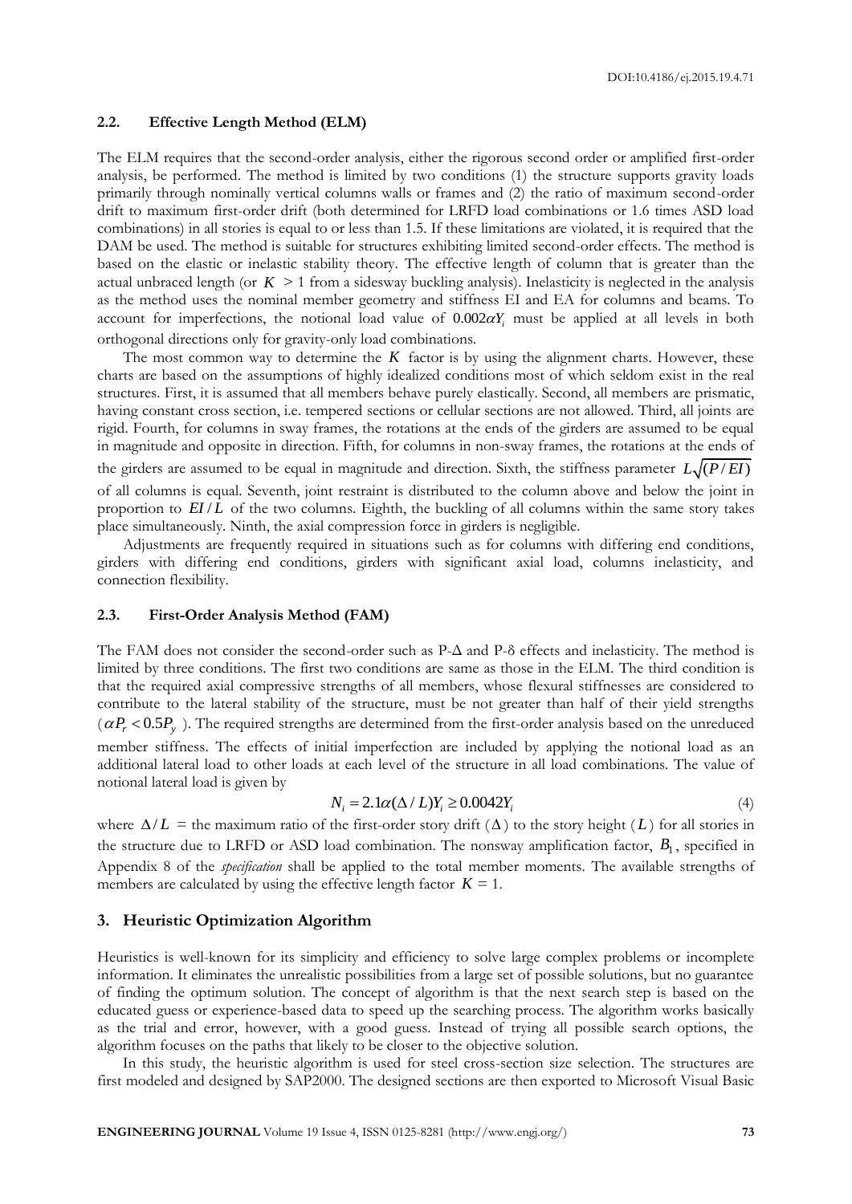### 2.2. Effective Length Method (ELM)

The ELM requires that the second-order analysis, either the rigorous second order or amplified first-order analysis, be performed. The method is limited by two conditions (1) the structure supports gravity loads primarily through nominally vertical columns walls or frames and (2) the ratio of maximum second-order drift to maximum first-order drift (both determined for LRFD load combinations or 1.6 times ASD load combinations) in all stories is equal to or less than 1.5. If these limitations are violated, it is required that the DAM be used. The method is suitable for structures exhibiting limited second-order effects. The method is based on the elastic or inelastic stability theory. The effective length of column that is greater than the actual unbraced length (or $K > 1$ from a sidesway buckling analysis). Inelasticity is neglected in the analysis as the method uses the nominal member geometry and stiffness EI and EA for columns and beams. To account for imperfections, the notional load value of $0.002\alpha Y_i$ must be applied at all levels in both orthogonal directions only for gravity-only load combinations.

The most common way to determine the $K$ factor is by using the alignment charts. However, these charts are based on the assumptions of highly idealized conditions most of which seldom exist in the real structures. First, it is assumed that all members behave purely elastically. Second, all members are prismatic, having constant cross section, i.e. tempered sections or cellular sections are not allowed. Third, all joints are rigid. Fourth, for columns in sway frames, the rotations at the ends of the girders are assumed to be equal in magnitude and opposite in direction. Fifth, for columns in non-sway frames, the rotations at the ends of the girders are assumed to be equal in magnitude and direction. Sixth, the stiffness parameter $L\sqrt{(P/EI)}$ of all columns is equal. Seventh, joint restraint is distributed to the column above and below the joint in proportion to $EI/L$ of the two columns. Eighth, the buckling of all columns within the same story takes place simultaneously. Ninth, the axial compression force in girders is negligible.

Adjustments are frequently required in situations such as for columns with differing end conditions, girders with differing end conditions, girders with significant axial load, columns inelasticity, and connection flexibility.

### 2.3. First-Order Analysis Method (FAM)

The FAM does not consider the second-order such as P-Δ and P-δ effects and inelasticity. The method is limited by three conditions. The first two conditions are same as those in the ELM. The third condition is that the required axial compressive strengths of all members, whose flexural stiffnesses are considered to contribute to the lateral stability of the structure, must be not greater than half of their yield strengths ($\alpha P_r < 0.5P_y$). The required strengths are determined from the first-order analysis based on the unreduced member stiffness. The effects of initial imperfection are included by applying the notional load as an additional lateral load to other loads at each level of the structure in all load combinations. The value of notional lateral load is given by

$$N_i = 2.1\alpha(\Delta/L)Y_i \geq 0.0042Y_i \tag{4}$$

where $\Delta/L$ = the maximum ratio of the first-order story drift ($\Delta$) to the story height ($L$) for all stories in the structure due to LRFD or ASD load combination. The nonsway amplification factor, $B_1$, specified in Appendix 8 of the *specification* shall be applied to the total member moments. The available strengths of members are calculated by using the effective length factor $K = 1$.

## 3. Heuristic Optimization Algorithm

Heuristics is well-known for its simplicity and efficiency to solve large complex problems or incomplete information. It eliminates the unrealistic possibilities from a large set of possible solutions, but no guarantee of finding the optimum solution. The concept of algorithm is that the next search step is based on the educated guess or experience-based data to speed up the searching process. The algorithm works basically as the trial and error, however, with a good guess. Instead of trying all possible search options, the algorithm focuses on the paths that likely to be closer to the objective solution.

In this study, the heuristic algorithm is used for steel cross-section size selection. The structures are first modeled and designed by SAP2000. The designed sections are then exported to Microsoft Visual Basic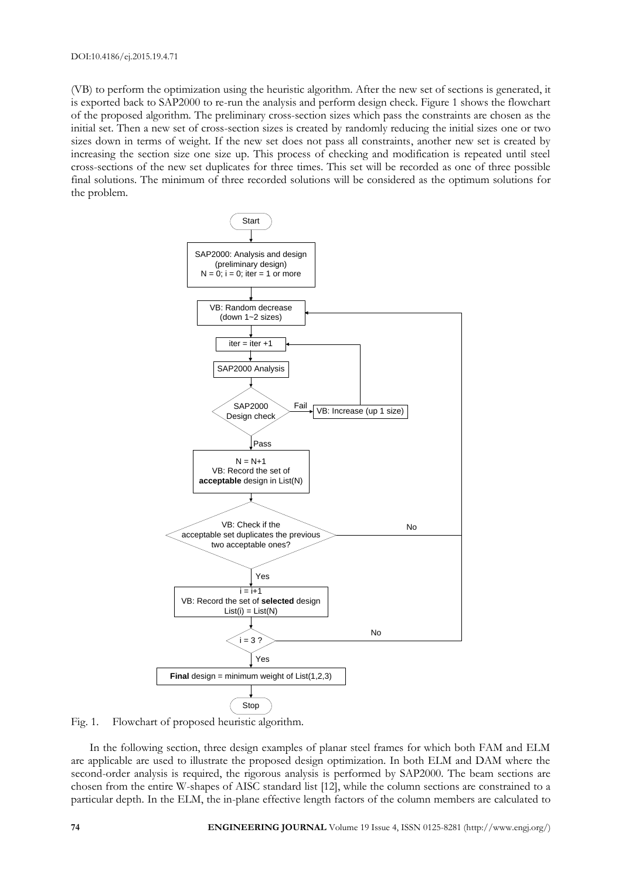(VB) to perform the optimization using the heuristic algorithm. After the new set of sections is generated, it is exported back to SAP2000 to re-run the analysis and perform design check. Figure 1 shows the flowchart of the proposed algorithm. The preliminary cross-section sizes which pass the constraints are chosen as the initial set. Then a new set of cross-section sizes is created by randomly reducing the initial sizes one or two sizes down in terms of weight. If the new set does not pass all constraints, another new set is created by increasing the section size one size up. This process of checking and modification is repeated until steel cross-sections of the new set duplicates for three times. This set will be recorded as one of three possible final solutions. The minimum of three recorded solutions will be considered as the optimum solutions for the problem.

Fig. 1. Flowchart of proposed heuristic algorithm.

In the following section, three design examples of planar steel frames for which both FAM and ELM are applicable are used to illustrate the proposed design optimization. In both ELM and DAM where the second-order analysis is required, the rigorous analysis is performed by SAP2000. The beam sections are chosen from the entire W-shapes of AISC standard list [12], while the column sections are constrained to a particular depth. In the ELM, the in-plane effective length factors of the column members are calculated to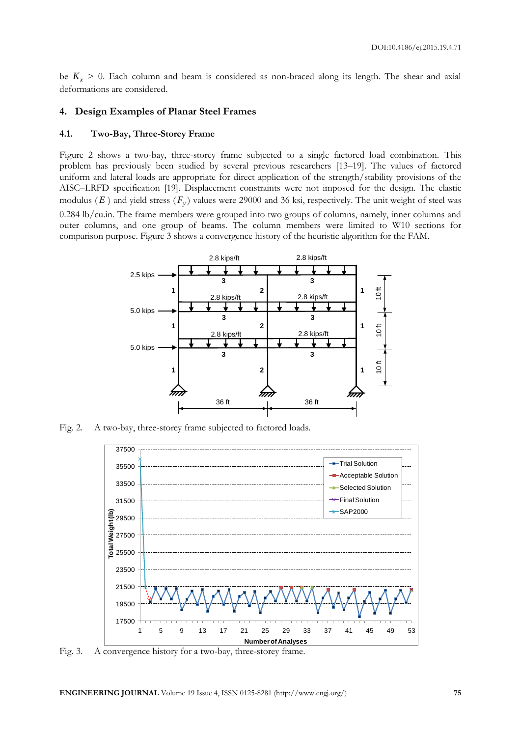be $K_x > 0$. Each column and beam is considered as non-braced along its length. The shear and axial deformations are considered.

## 4. Design Examples of Planar Steel Frames

### 4.1. Two-Bay, Three-Storey Frame

Figure 2 shows a two-bay, three-storey frame subjected to a single factored load combination. This problem has previously been studied by several previous researchers [13–19]. The values of factored uniform and lateral loads are appropriate for direct application of the strength/stability provisions of the AISC–LRFD specification [19]. Displacement constraints were not imposed for the design. The elastic modulus ($E$) and yield stress ($F_y$) values were 29000 and 36 ksi, respectively. The unit weight of steel was 0.284 lb/cu.in. The frame members were grouped into two groups of columns, namely, inner columns and outer columns, and one group of beams. The column members were limited to W10 sections for comparison purpose. Figure 3 shows a convergence history of the heuristic algorithm for the FAM.

Fig. 2. A two-bay, three-storey frame subjected to factored loads.

Fig. 3. A convergence history for a two-bay, three-storey frame.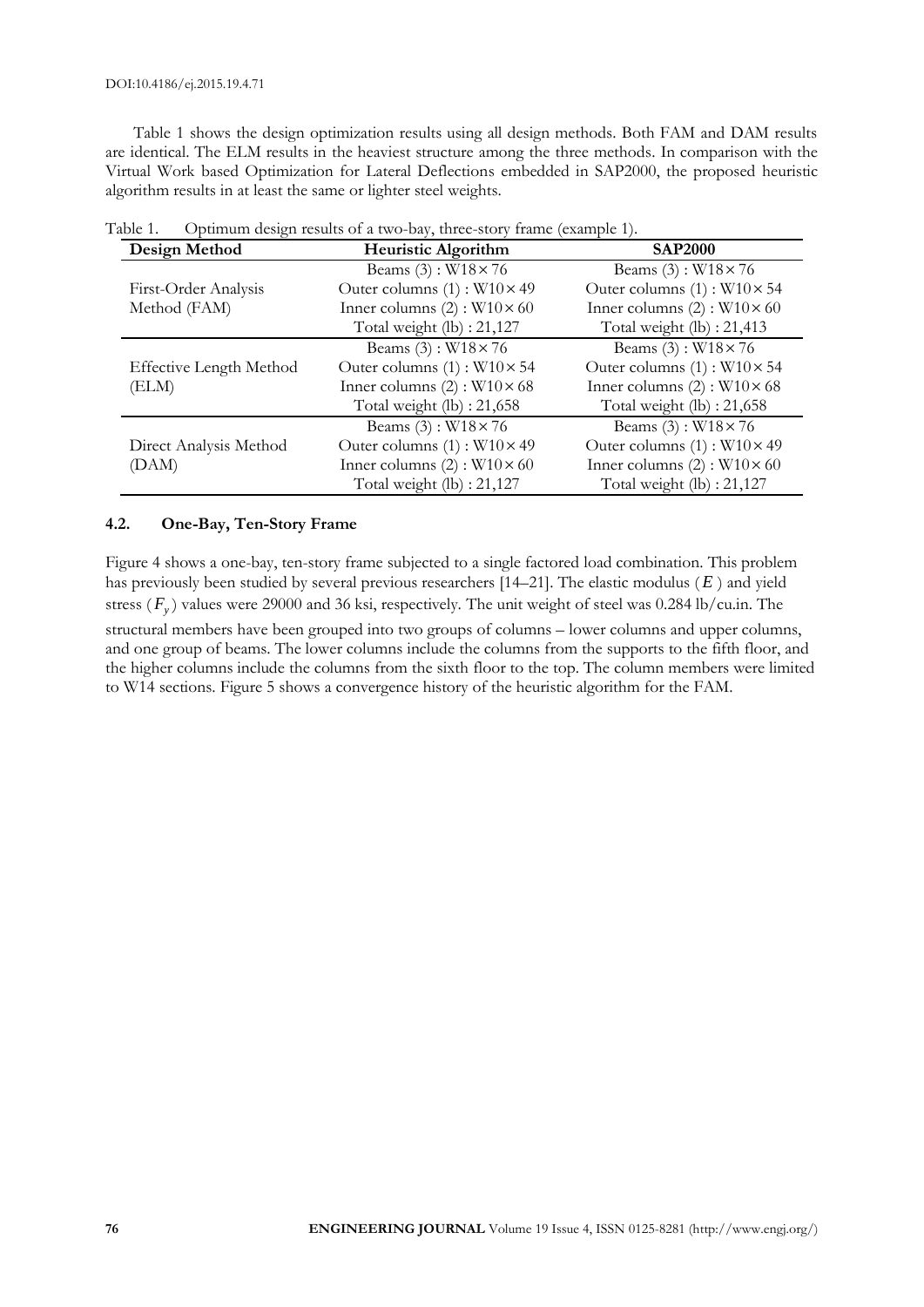Table 1 shows the design optimization results using all design methods. Both FAM and DAM results are identical. The ELM results in the heaviest structure among the three methods. In comparison with the Virtual Work based Optimization for Lateral Deflections embedded in SAP2000, the proposed heuristic algorithm results in at least the same or lighter steel weights.

Table 1. Optimum design results of a two-bay, three-story frame (example 1).

| Design Method | Heuristic Algorithm | SAP2000 |
|---|---|---|
| First-Order Analysis Method (FAM) | Beams (3) : W18× 76<br>Outer columns (1) : W10× 49<br>Inner columns (2) : W10× 60<br>Total weight (lb) : 21,127 | Beams (3) : W18× 76<br>Outer columns (1) : W10× 54<br>Inner columns (2) : W10× 60<br>Total weight (lb) : 21,413 |
| Effective Length Method (ELM) | Beams (3) : W18× 76<br>Outer columns (1) : W10× 54<br>Inner columns (2) : W10× 68<br>Total weight (lb) : 21,658 | Beams (3) : W18× 76<br>Outer columns (1) : W10× 54<br>Inner columns (2) : W10× 68<br>Total weight (lb) : 21,658 |
| Direct Analysis Method (DAM) | Beams (3) : W18× 76<br>Outer columns (1) : W10× 49<br>Inner columns (2) : W10× 60<br>Total weight (lb) : 21,127 | Beams (3) : W18× 76<br>Outer columns (1) : W10× 49<br>Inner columns (2) : W10× 60<br>Total weight (lb) : 21,127 |

### 4.2. One-Bay, Ten-Story Frame

Figure 4 shows a one-bay, ten-story frame subjected to a single factored load combination. This problem has previously been studied by several previous researchers [14–21]. The elastic modulus ($E$) and yield stress ($F_y$) values were 29000 and 36 ksi, respectively. The unit weight of steel was 0.284 lb/cu.in. The structural members have been grouped into two groups of columns – lower columns and upper columns, and one group of beams. The lower columns include the columns from the supports to the fifth floor, and the higher columns include the columns from the sixth floor to the top. The column members were limited to W14 sections. Figure 5 shows a convergence history of the heuristic algorithm for the FAM.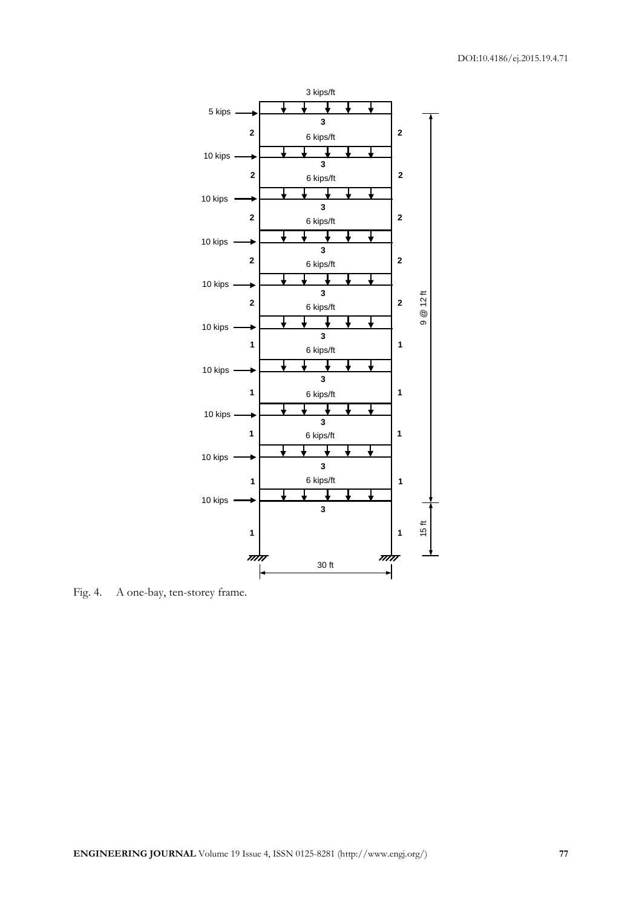Fig. 4. A one-bay, ten-storey frame.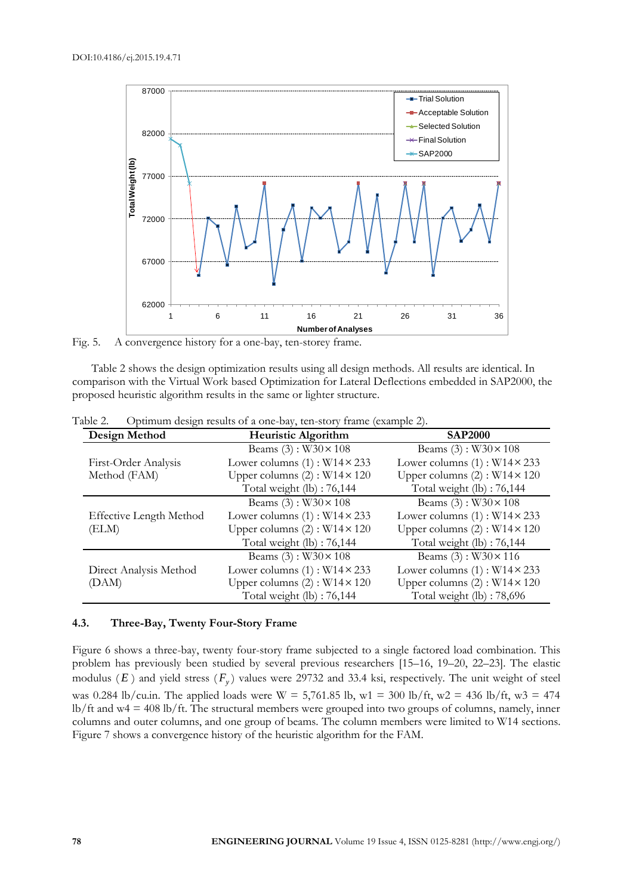Fig. 5. A convergence history for a one-bay, ten-storey frame.

Table 2 shows the design optimization results using all design methods. All results are identical. In comparison with the Virtual Work based Optimization for Lateral Deflections embedded in SAP2000, the proposed heuristic algorithm results in the same or lighter structure.

Table 2. Optimum design results of a one-bay, ten-story frame (example 2).

| Design Method | Heuristic Algorithm | SAP2000 |
|---|---|---|
| First-Order Analysis Method (FAM) | Beams (3) : W30× 108<br>Lower columns (1) : W14× 233<br>Upper columns (2) : W14× 120<br>Total weight (lb) : 76,144 | Beams (3) : W30× 108<br>Lower columns (1) : W14× 233<br>Upper columns (2) : W14× 120<br>Total weight (lb) : 76,144 |
| Effective Length Method (ELM) | Beams (3) : W30× 108<br>Lower columns (1) : W14× 233<br>Upper columns (2) : W14× 120<br>Total weight (lb) : 76,144 | Beams (3) : W30× 108<br>Lower columns (1) : W14× 233<br>Upper columns (2) : W14× 120<br>Total weight (lb) : 76,144 |
| Direct Analysis Method (DAM) | Beams (3) : W30× 108<br>Lower columns (1) : W14× 233<br>Upper columns (2) : W14× 120<br>Total weight (lb) : 76,144 | Beams (3) : W30× 116<br>Lower columns (1) : W14× 233<br>Upper columns (2) : W14× 120<br>Total weight (lb) : 78,696 |

### 4.3. Three-Bay, Twenty Four-Story Frame

Figure 6 shows a three-bay, twenty four-story frame subjected to a single factored load combination. This problem has previously been studied by several previous researchers [15–16, 19–20, 22–23]. The elastic modulus ($E$) and yield stress ($F_y$) values were 29732 and 33.4 ksi, respectively. The unit weight of steel was 0.284 lb/cu.in. The applied loads were W = 5,761.85 lb, w1 = 300 lb/ft, w2 = 436 lb/ft, w3 = 474 lb/ft and w4 = 408 lb/ft. The structural members were grouped into two groups of columns, namely, inner columns and outer columns, and one group of beams. The column members were limited to W14 sections. Figure 7 shows a convergence history of the heuristic algorithm for the FAM.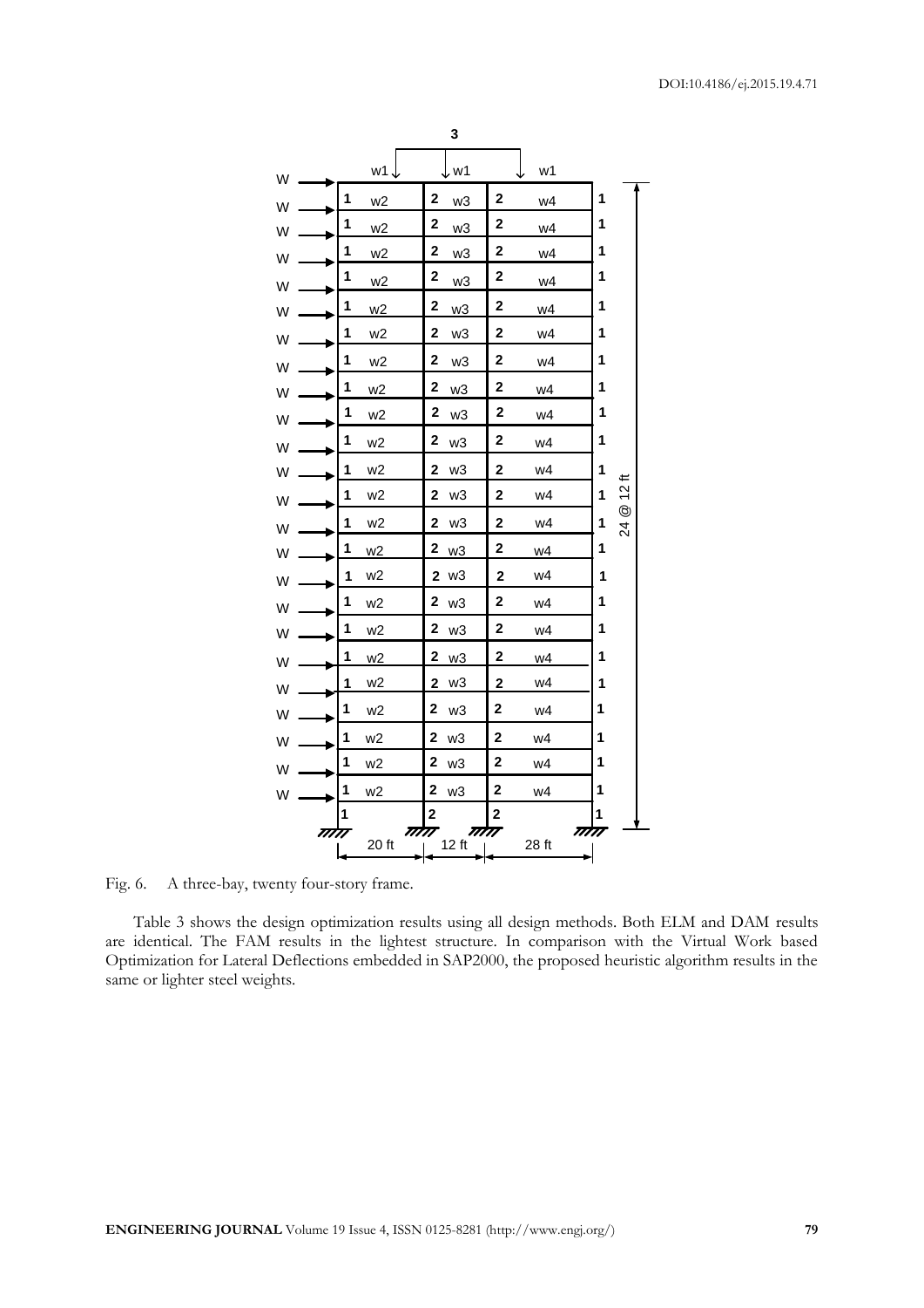Fig. 6. A three-bay, twenty four-story frame.

Table 3 shows the design optimization results using all design methods. Both ELM and DAM results are identical. The FAM results in the lightest structure. In comparison with the Virtual Work based Optimization for Lateral Deflections embedded in SAP2000, the proposed heuristic algorithm results in the same or lighter steel weights.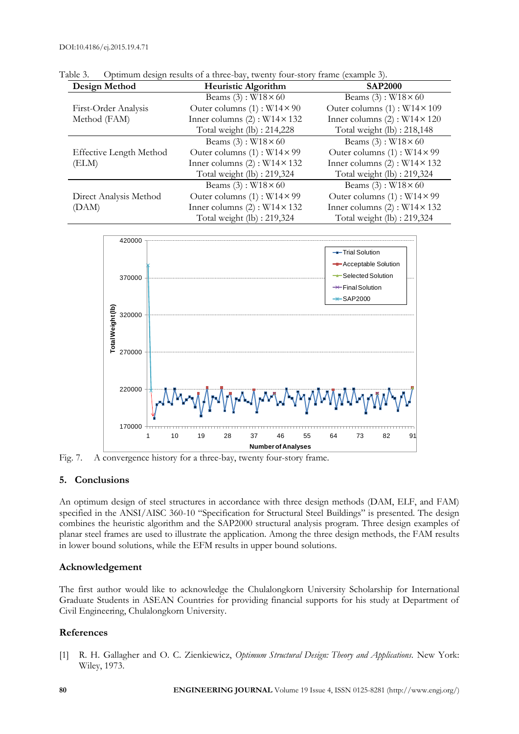Table 3. Optimum design results of a three-bay, twenty four-story frame (example 3).

| Design Method | Heuristic Algorithm | SAP2000 |
|---|---|---|
| First-Order Analysis Method (FAM) | Beams (3) : W18× 60<br>Outer columns (1) : W14× 90<br>Inner columns (2) : W14× 132<br>Total weight (lb) : 214,228 | Beams (3) : W18× 60<br>Outer columns (1) : W14× 109<br>Inner columns (2) : W14× 120<br>Total weight (lb) : 218,148 |
| Effective Length Method (ELM) | Beams (3) : W18× 60<br>Outer columns (1) : W14× 99<br>Inner columns (2) : W14× 132<br>Total weight (lb) : 219,324 | Beams (3) : W18× 60<br>Outer columns (1) : W14× 99<br>Inner columns (2) : W14× 132<br>Total weight (lb) : 219,324 |
| Direct Analysis Method (DAM) | Beams (3) : W18× 60<br>Outer columns (1) : W14× 99<br>Inner columns (2) : W14× 132<br>Total weight (lb) : 219,324 | Beams (3) : W18× 60<br>Outer columns (1) : W14× 99<br>Inner columns (2) : W14× 132<br>Total weight (lb) : 219,324 |

Fig. 7. A convergence history for a three-bay, twenty four-story frame.

## 5. Conclusions

An optimum design of steel structures in accordance with three design methods (DAM, ELF, and FAM) specified in the ANSI/AISC 360-10 "Specification for Structural Steel Buildings" is presented. The design combines the heuristic algorithm and the SAP2000 structural analysis program. Three design examples of planar steel frames are used to illustrate the application. Among the three design methods, the FAM results in lower bound solutions, while the EFM results in upper bound solutions.

## Acknowledgement

The first author would like to acknowledge the Chulalongkorn University Scholarship for International Graduate Students in ASEAN Countries for providing financial supports for his study at Department of Civil Engineering, Chulalongkorn University.

## References

[1] R. H. Gallagher and O. C. Zienkiewicz, *Optimum Structural Design: Theory and Applications*. New York: Wiley, 1973.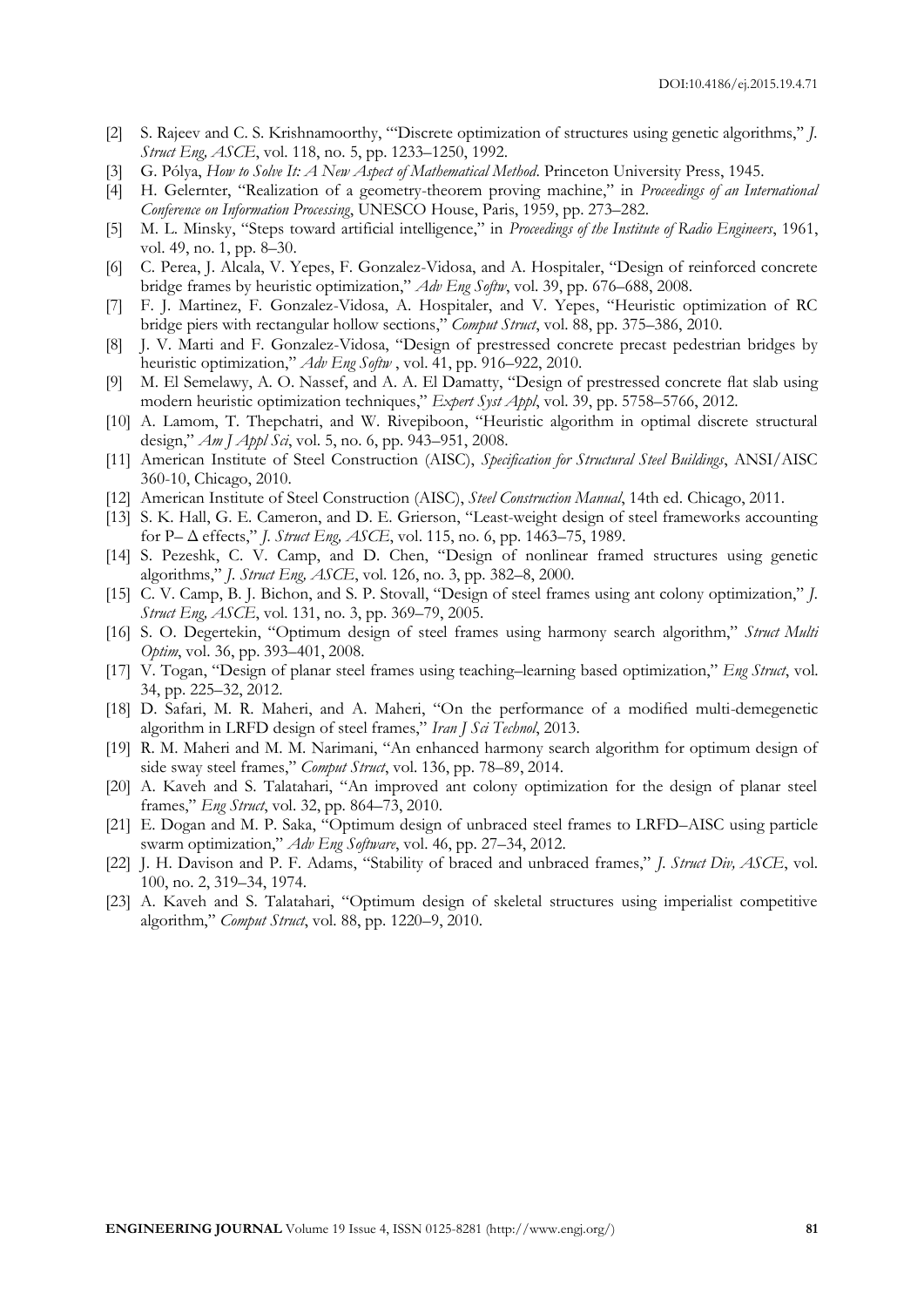[2] S. Rajeev and C. S. Krishnamoorthy, "'Discrete optimization of structures using genetic algorithms," *J. Struct Eng, ASCE*, vol. 118, no. 5, pp. 1233–1250, 1992.

[3] G. Pólya, *How to Solve It: A New Aspect of Mathematical Method*. Princeton University Press, 1945.

[4] H. Gelernter, "Realization of a geometry-theorem proving machine," in *Proceedings of an International Conference on Information Processing*, UNESCO House, Paris, 1959, pp. 273–282.

[5] M. L. Minsky, "Steps toward artificial intelligence," in *Proceedings of the Institute of Radio Engineers*, 1961, vol. 49, no. 1, pp. 8–30.

[6] C. Perea, J. Alcala, V. Yepes, F. Gonzalez-Vidosa, and A. Hospitaler, "Design of reinforced concrete bridge frames by heuristic optimization," *Adv Eng Softw*, vol. 39, pp. 676–688, 2008.

[7] F. J. Martinez, F. Gonzalez-Vidosa, A. Hospitaler, and V. Yepes, "Heuristic optimization of RC bridge piers with rectangular hollow sections," *Comput Struct*, vol. 88, pp. 375–386, 2010.

[8] J. V. Marti and F. Gonzalez-Vidosa, "Design of prestressed concrete precast pedestrian bridges by heuristic optimization," *Adv Eng Softw* , vol. 41, pp. 916–922, 2010.

[9] M. El Semelawy, A. O. Nassef, and A. A. El Damatty, "Design of prestressed concrete flat slab using modern heuristic optimization techniques," *Expert Syst Appl*, vol. 39, pp. 5758–5766, 2012.

[10] A. Lamom, T. Thepchatri, and W. Rivepiboon, "Heuristic algorithm in optimal discrete structural design," *Am J Appl Sci*, vol. 5, no. 6, pp. 943–951, 2008.

[11] American Institute of Steel Construction (AISC), *Specification for Structural Steel Buildings*, ANSI/AISC 360-10, Chicago, 2010.

[12] American Institute of Steel Construction (AISC), *Steel Construction Manual*, 14th ed. Chicago, 2011.

[13] S. K. Hall, G. E. Cameron, and D. E. Grierson, "Least-weight design of steel frameworks accounting for P– Δ effects," *J. Struct Eng, ASCE*, vol. 115, no. 6, pp. 1463–75, 1989.

[14] S. Pezeshk, C. V. Camp, and D. Chen, "Design of nonlinear framed structures using genetic algorithms," *J. Struct Eng, ASCE*, vol. 126, no. 3, pp. 382–8, 2000.

[15] C. V. Camp, B. J. Bichon, and S. P. Stovall, "Design of steel frames using ant colony optimization," *J. Struct Eng, ASCE*, vol. 131, no. 3, pp. 369–79, 2005.

[16] S. O. Degertekin, "Optimum design of steel frames using harmony search algorithm," *Struct Multi Optim*, vol. 36, pp. 393–401, 2008.

[17] V. Togan, "Design of planar steel frames using teaching–learning based optimization," *Eng Struct*, vol. 34, pp. 225–32, 2012.

[18] D. Safari, M. R. Maheri, and A. Maheri, "On the performance of a modified multi-demegenetic algorithm in LRFD design of steel frames," *Iran J Sci Technol*, 2013.

[19] R. M. Maheri and M. M. Narimani, "An enhanced harmony search algorithm for optimum design of side sway steel frames," *Comput Struct*, vol. 136, pp. 78–89, 2014.

[20] A. Kaveh and S. Talatahari, "An improved ant colony optimization for the design of planar steel frames," *Eng Struct*, vol. 32, pp. 864–73, 2010.

[21] E. Dogan and M. P. Saka, "Optimum design of unbraced steel frames to LRFD–AISC using particle swarm optimization," *Adv Eng Software*, vol. 46, pp. 27–34, 2012.

[22] J. H. Davison and P. F. Adams, "Stability of braced and unbraced frames," *J. Struct Div, ASCE*, vol. 100, no. 2, 319–34, 1974.

[23] A. Kaveh and S. Talatahari, "Optimum design of skeletal structures using imperialist competitive algorithm," *Comput Struct*, vol. 88, pp. 1220–9, 2010.